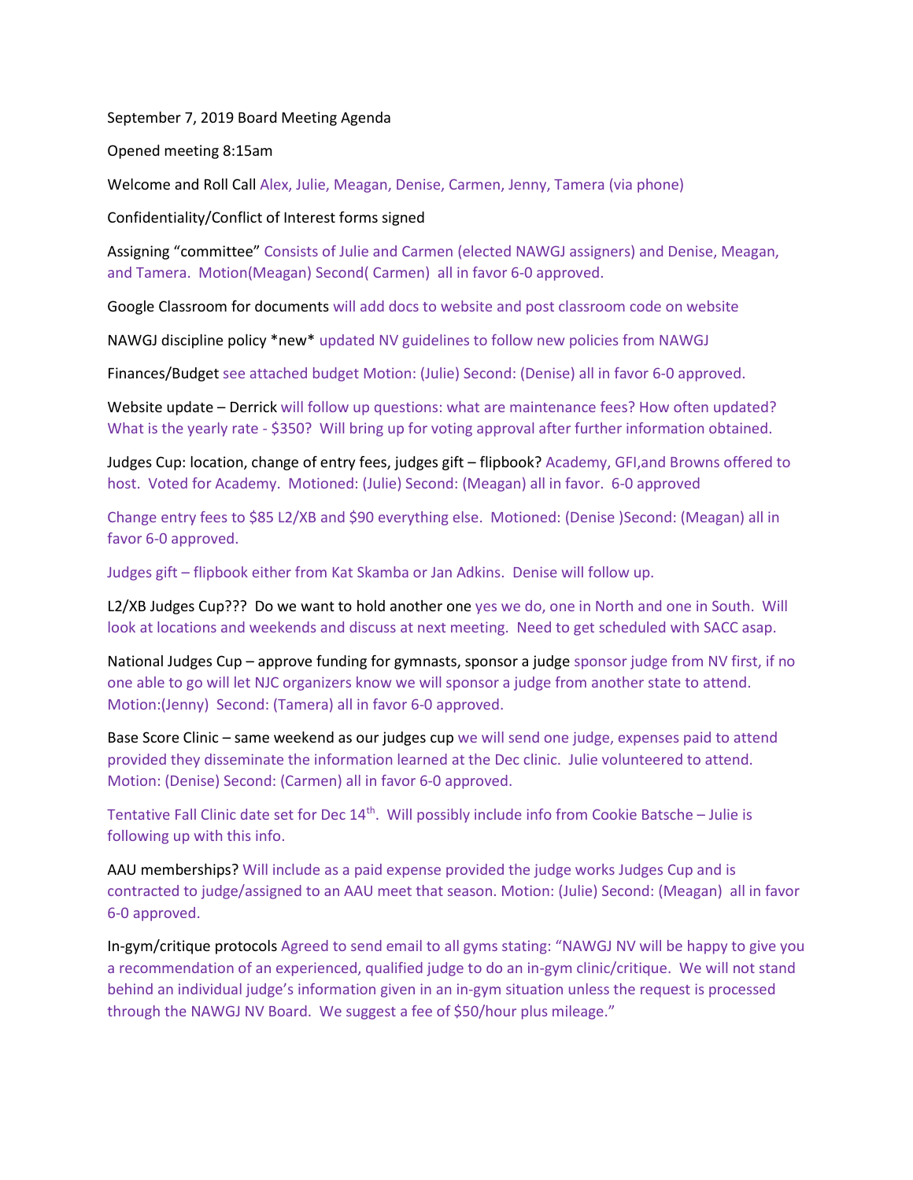September 7, 2019 Board Meeting Agenda

Opened meeting 8:15am

Welcome and Roll Call Alex, Julie, Meagan, Denise, Carmen, Jenny, Tamera (via phone)

Confidentiality/Conflict of Interest forms signed

Assigning "committee" Consists of Julie and Carmen (elected NAWGJ assigners) and Denise, Meagan, and Tamera. Motion(Meagan) Second( Carmen) all in favor 6-0 approved.

Google Classroom for documents will add docs to website and post classroom code on website

NAWGJ discipline policy *new* updated NV guidelines to follow new policies from NAWGJ

Finances/Budget see attached budget Motion: (Julie) Second: (Denise) all in favor 6-0 approved.

Website update – Derrick will follow up questions: what are maintenance fees? How often updated? What is the yearly rate - $350? Will bring up for voting approval after further information obtained.

Judges Cup: location, change of entry fees, judges gift – flipbook? Academy, GFI,and Browns offered to host. Voted for Academy. Motioned: (Julie) Second: (Meagan) all in favor. 6-0 approved

Change entry fees to $85 L2/XB and $90 everything else. Motioned: (Denise )Second: (Meagan) all in favor 6-0 approved.

Judges gift – flipbook either from Kat Skamba or Jan Adkins. Denise will follow up.

L2/XB Judges Cup??? Do we want to hold another one yes we do, one in North and one in South. Will look at locations and weekends and discuss at next meeting. Need to get scheduled with SACC asap.

National Judges Cup – approve funding for gymnasts, sponsor a judge sponsor judge from NV first, if no one able to go will let NJC organizers know we will sponsor a judge from another state to attend. Motion:(Jenny) Second: (Tamera) all in favor 6-0 approved.

Base Score Clinic – same weekend as our judges cup we will send one judge, expenses paid to attend provided they disseminate the information learned at the Dec clinic. Julie volunteered to attend. Motion: (Denise) Second: (Carmen) all in favor 6-0 approved.

Tentative Fall Clinic date set for Dec 14th. Will possibly include info from Cookie Batsche – Julie is following up with this info.

AAU memberships? Will include as a paid expense provided the judge works Judges Cup and is contracted to judge/assigned to an AAU meet that season. Motion: (Julie) Second: (Meagan) all in favor 6-0 approved.

In-gym/critique protocols Agreed to send email to all gyms stating: "NAWGJ NV will be happy to give you a recommendation of an experienced, qualified judge to do an in-gym clinic/critique. We will not stand behind an individual judge's information given in an in-gym situation unless the request is processed through the NAWGJ NV Board. We suggest a fee of $50/hour plus mileage."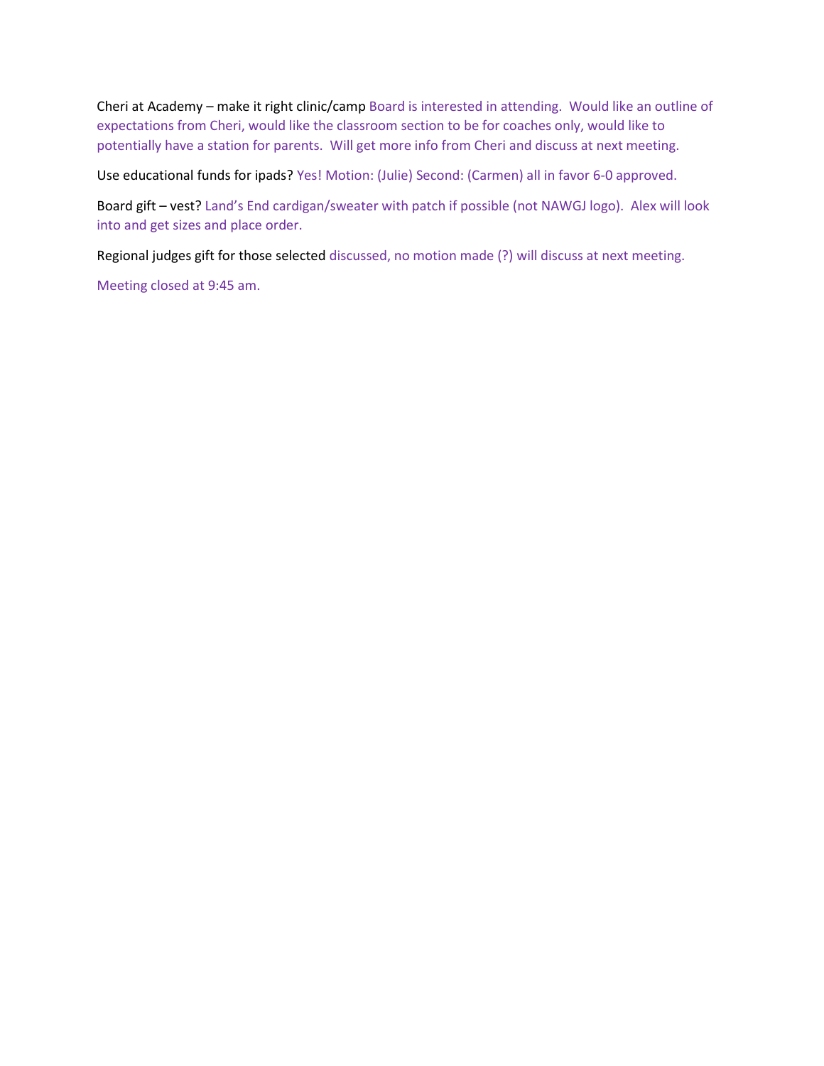Cheri at Academy – make it right clinic/camp Board is interested in attending. Would like an outline of expectations from Cheri, would like the classroom section to be for coaches only, would like to potentially have a station for parents. Will get more info from Cheri and discuss at next meeting.

Use educational funds for ipads? Yes! Motion: (Julie) Second: (Carmen) all in favor 6-0 approved.

Board gift – vest? Land's End cardigan/sweater with patch if possible (not NAWGJ logo). Alex will look into and get sizes and place order.

Regional judges gift for those selected discussed, no motion made (?) will discuss at next meeting.

Meeting closed at 9:45 am.